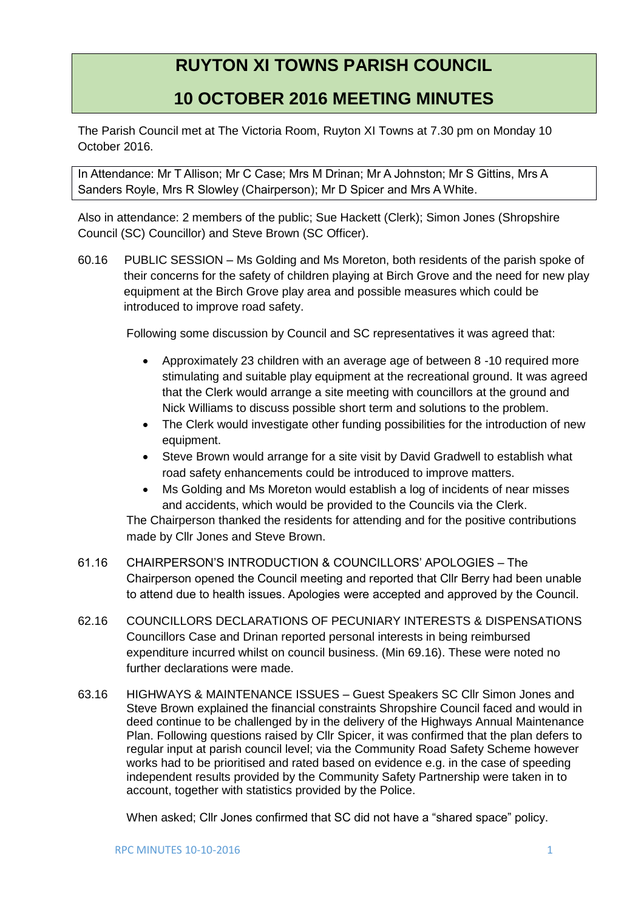# RUYTON XI TOWNS PARISH COUNCIL

# 10 OCTOBER 2016 MEETING MINUTES

The Parish Council met at The Victoria Room, Ruyton XI Towns at 7.30 pm on Monday 10 October 2016.

In Attendance: Mr T Allison; Mr C Case; Mrs M Drinan; Mr A Johnston; Mr S Gittins, Mrs A Sanders Royle, Mrs R Slowley (Chairperson); Mr D Spicer and Mrs A White.

Also in attendance: 2 members of the public; Sue Hackett (Clerk); Simon Jones (Shropshire Council (SC) Councillor) and Steve Brown (SC Officer).

60.16 PUBLIC SESSION – Ms Golding and Ms Moreton, both residents of the parish spoke of their concerns for the safety of children playing at Birch Grove and the need for new play equipment at the Birch Grove play area and possible measures which could be introduced to improve road safety.

Following some discussion by Council and SC representatives it was agreed that:

- Approximately 23 children with an average age of between 8 -10 required more stimulating and suitable play equipment at the recreational ground. It was agreed that the Clerk would arrange a site meeting with councillors at the ground and Nick Williams to discuss possible short term and solutions to the problem.
- The Clerk would investigate other funding possibilities for the introduction of new equipment.
- Steve Brown would arrange for a site visit by David Gradwell to establish what road safety enhancements could be introduced to improve matters.
- Ms Golding and Ms Moreton would establish a log of incidents of near misses and accidents, which would be provided to the Councils via the Clerk.

The Chairperson thanked the residents for attending and for the positive contributions made by Cllr Jones and Steve Brown.

61.16 CHAIRPERSON'S INTRODUCTION & COUNCILLORS' APOLOGIES – The Chairperson opened the Council meeting and reported that Cllr Berry had been unable to attend due to health issues. Apologies were accepted and approved by the Council.

62.16 COUNCILLORS DECLARATIONS OF PECUNIARY INTERESTS & DISPENSATIONS Councillors Case and Drinan reported personal interests in being reimbursed expenditure incurred whilst on council business. (Min 69.16). These were noted no further declarations were made.

63.16 HIGHWAYS & MAINTENANCE ISSUES – Guest Speakers SC Cllr Simon Jones and Steve Brown explained the financial constraints Shropshire Council faced and would in deed continue to be challenged by in the delivery of the Highways Annual Maintenance Plan. Following questions raised by Cllr Spicer, it was confirmed that the plan defers to regular input at parish council level; via the Community Road Safety Scheme however works had to be prioritised and rated based on evidence e.g. in the case of speeding independent results provided by the Community Safety Partnership were taken in to account, together with statistics provided by the Police.

When asked; Cllr Jones confirmed that SC did not have a "shared space" policy.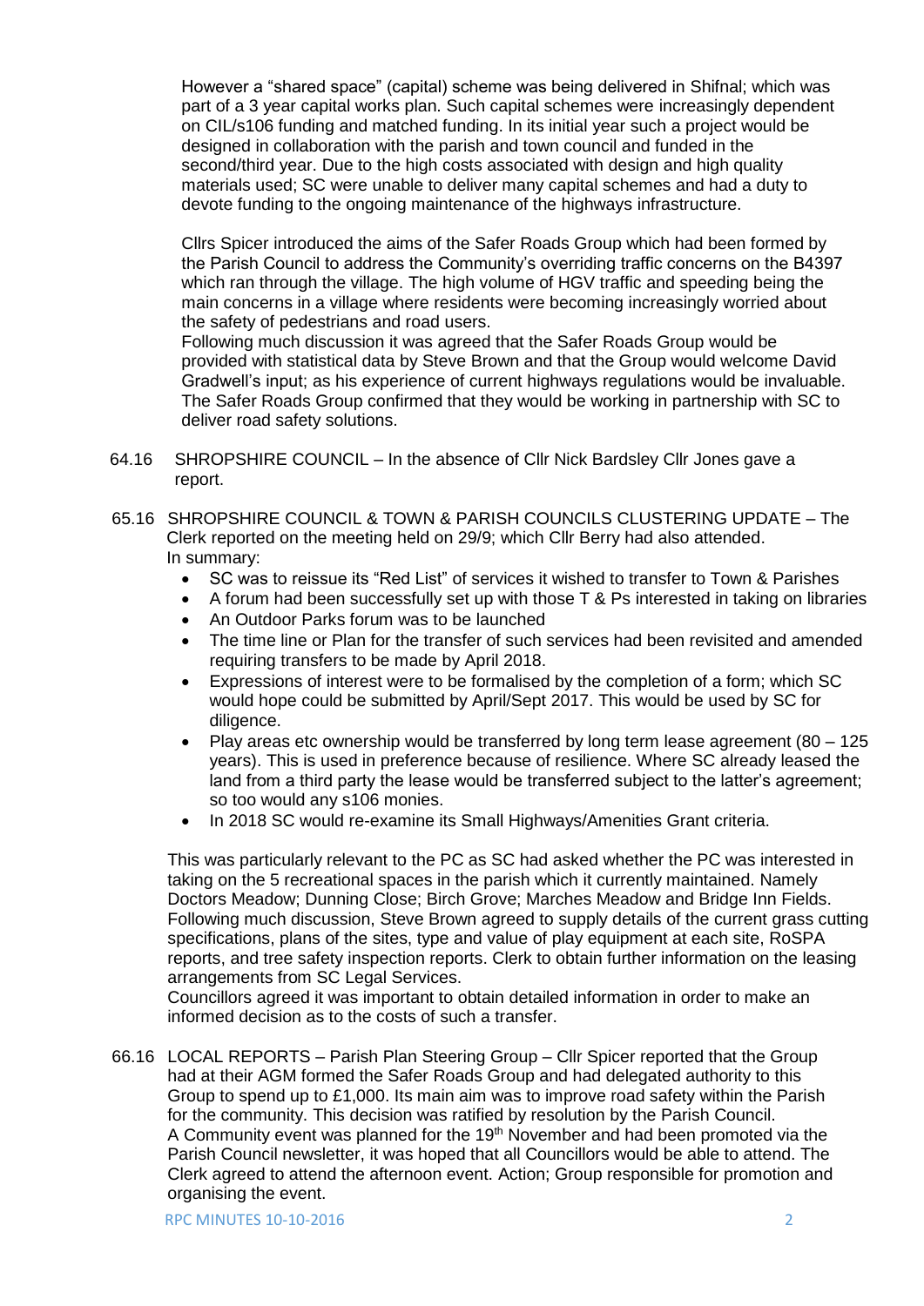However a "shared space" (capital) scheme was being delivered in Shifnal; which was part of a 3 year capital works plan. Such capital schemes were increasingly dependent on CIL/s106 funding and matched funding. In its initial year such a project would be designed in collaboration with the parish and town council and funded in the second/third year. Due to the high costs associated with design and high quality materials used; SC were unable to deliver many capital schemes and had a duty to devote funding to the ongoing maintenance of the highways infrastructure.

Cllrs Spicer introduced the aims of the Safer Roads Group which had been formed by the Parish Council to address the Community's overriding traffic concerns on the B4397 which ran through the village. The high volume of HGV traffic and speeding being the main concerns in a village where residents were becoming increasingly worried about the safety of pedestrians and road users.
Following much discussion it was agreed that the Safer Roads Group would be provided with statistical data by Steve Brown and that the Group would welcome David Gradwell's input; as his experience of current highways regulations would be invaluable. The Safer Roads Group confirmed that they would be working in partnership with SC to deliver road safety solutions.

64.16 SHROPSHIRE COUNCIL – In the absence of Cllr Nick Bardsley Cllr Jones gave a report.

65.16 SHROPSHIRE COUNCIL & TOWN & PARISH COUNCILS CLUSTERING UPDATE – The Clerk reported on the meeting held on 29/9; which Cllr Berry had also attended. In summary:

- SC was to reissue its "Red List" of services it wished to transfer to Town & Parishes
- A forum had been successfully set up with those T & Ps interested in taking on libraries
- An Outdoor Parks forum was to be launched
- The time line or Plan for the transfer of such services had been revisited and amended requiring transfers to be made by April 2018.
- Expressions of interest were to be formalised by the completion of a form; which SC would hope could be submitted by April/Sept 2017. This would be used by SC for diligence.
- Play areas etc ownership would be transferred by long term lease agreement (80 – 125 years). This is used in preference because of resilience. Where SC already leased the land from a third party the lease would be transferred subject to the latter's agreement; so too would any s106 monies.
- In 2018 SC would re-examine its Small Highways/Amenities Grant criteria.

This was particularly relevant to the PC as SC had asked whether the PC was interested in taking on the 5 recreational spaces in the parish which it currently maintained. Namely Doctors Meadow; Dunning Close; Birch Grove; Marches Meadow and Bridge Inn Fields. Following much discussion, Steve Brown agreed to supply details of the current grass cutting specifications, plans of the sites, type and value of play equipment at each site, RoSPA reports, and tree safety inspection reports. Clerk to obtain further information on the leasing arrangements from SC Legal Services.
Councillors agreed it was important to obtain detailed information in order to make an informed decision as to the costs of such a transfer.

66.16 LOCAL REPORTS – Parish Plan Steering Group – Cllr Spicer reported that the Group had at their AGM formed the Safer Roads Group and had delegated authority to this Group to spend up to £1,000. Its main aim was to improve road safety within the Parish for the community. This decision was ratified by resolution by the Parish Council.
A Community event was planned for the 19th November and had been promoted via the Parish Council newsletter, it was hoped that all Councillors would be able to attend. The Clerk agreed to attend the afternoon event. Action; Group responsible for promotion and organising the event.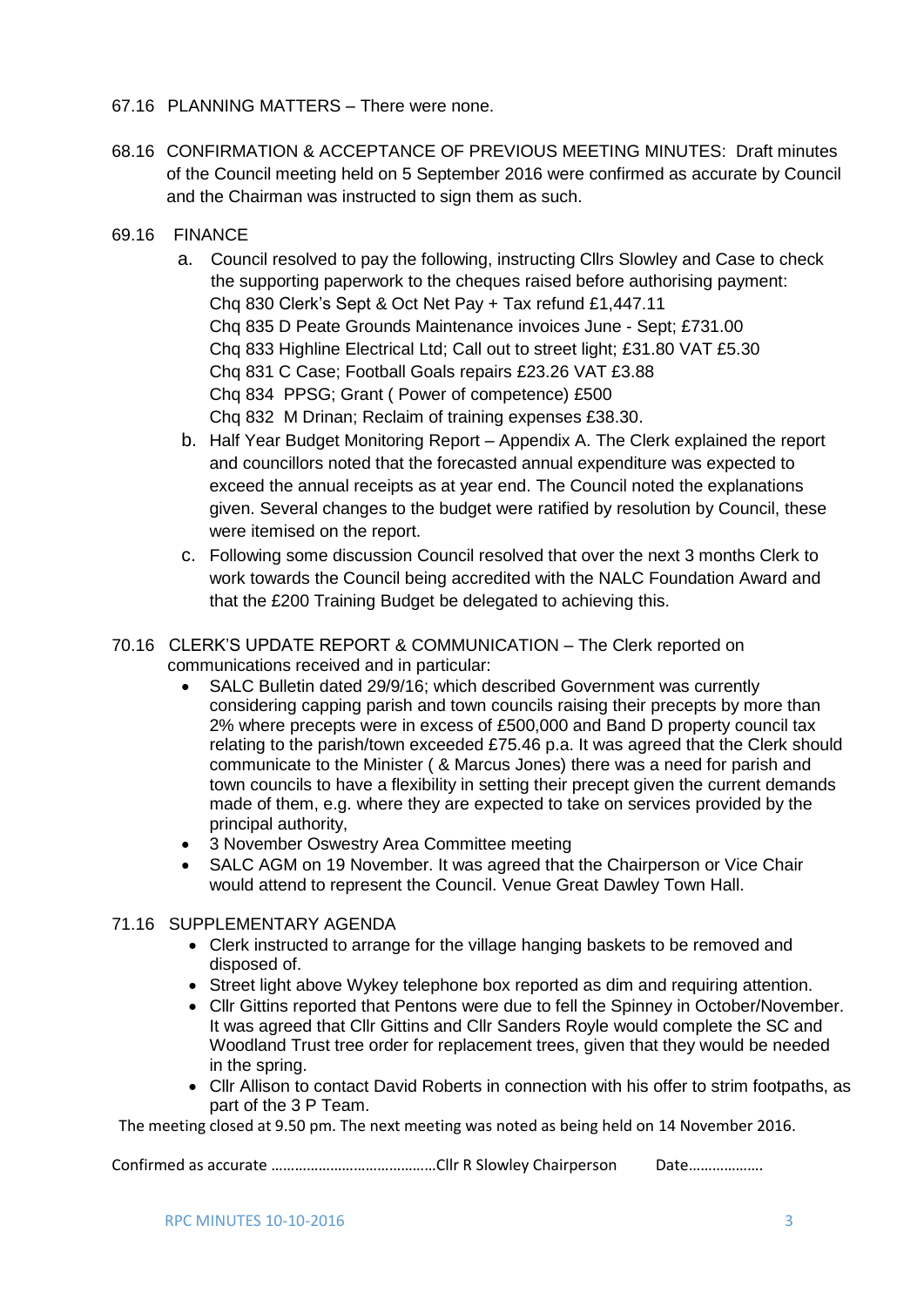67.16 PLANNING MATTERS – There were none.

68.16 CONFIRMATION & ACCEPTANCE OF PREVIOUS MEETING MINUTES: Draft minutes of the Council meeting held on 5 September 2016 were confirmed as accurate by Council and the Chairman was instructed to sign them as such.

69.16 FINANCE

a. Council resolved to pay the following, instructing Cllrs Slowley and Case to check the supporting paperwork to the cheques raised before authorising payment:
   Chq 830 Clerk's Sept & Oct Net Pay + Tax refund £1,447.11
   Chq 835 D Peate Grounds Maintenance invoices June - Sept; £731.00
   Chq 833 Highline Electrical Ltd; Call out to street light; £31.80 VAT £5.30
   Chq 831 C Case; Football Goals repairs £23.26 VAT £3.88
   Chq 834 PPSG; Grant ( Power of competence) £500
   Chq 832 M Drinan; Reclaim of training expenses £38.30.
b. Half Year Budget Monitoring Report – Appendix A. The Clerk explained the report and councillors noted that the forecasted annual expenditure was expected to exceed the annual receipts as at year end. The Council noted the explanations given. Several changes to the budget were ratified by resolution by Council, these were itemised on the report.
c. Following some discussion Council resolved that over the next 3 months Clerk to work towards the Council being accredited with the NALC Foundation Award and that the £200 Training Budget be delegated to achieving this.

70.16 CLERK'S UPDATE REPORT & COMMUNICATION – The Clerk reported on communications received and in particular:

- SALC Bulletin dated 29/9/16; which described Government was currently considering capping parish and town councils raising their precepts by more than 2% where precepts were in excess of £500,000 and Band D property council tax relating to the parish/town exceeded £75.46 p.a. It was agreed that the Clerk should communicate to the Minister ( & Marcus Jones) there was a need for parish and town councils to have a flexibility in setting their precept given the current demands made of them, e.g. where they are expected to take on services provided by the principal authority,
- 3 November Oswestry Area Committee meeting
- SALC AGM on 19 November. It was agreed that the Chairperson or Vice Chair would attend to represent the Council. Venue Great Dawley Town Hall.

71.16 SUPPLEMENTARY AGENDA

- Clerk instructed to arrange for the village hanging baskets to be removed and disposed of.
- Street light above Wykey telephone box reported as dim and requiring attention.
- Cllr Gittins reported that Pentons were due to fell the Spinney in October/November. It was agreed that Cllr Gittins and Cllr Sanders Royle would complete the SC and Woodland Trust tree order for replacement trees, given that they would be needed in the spring.
- Cllr Allison to contact David Roberts in connection with his offer to strim footpaths, as part of the 3 P Team.

The meeting closed at 9.50 pm. The next meeting was noted as being held on 14 November 2016.

Confirmed as accurate ……………………………………Cllr R Slowley Chairperson     Date……………….